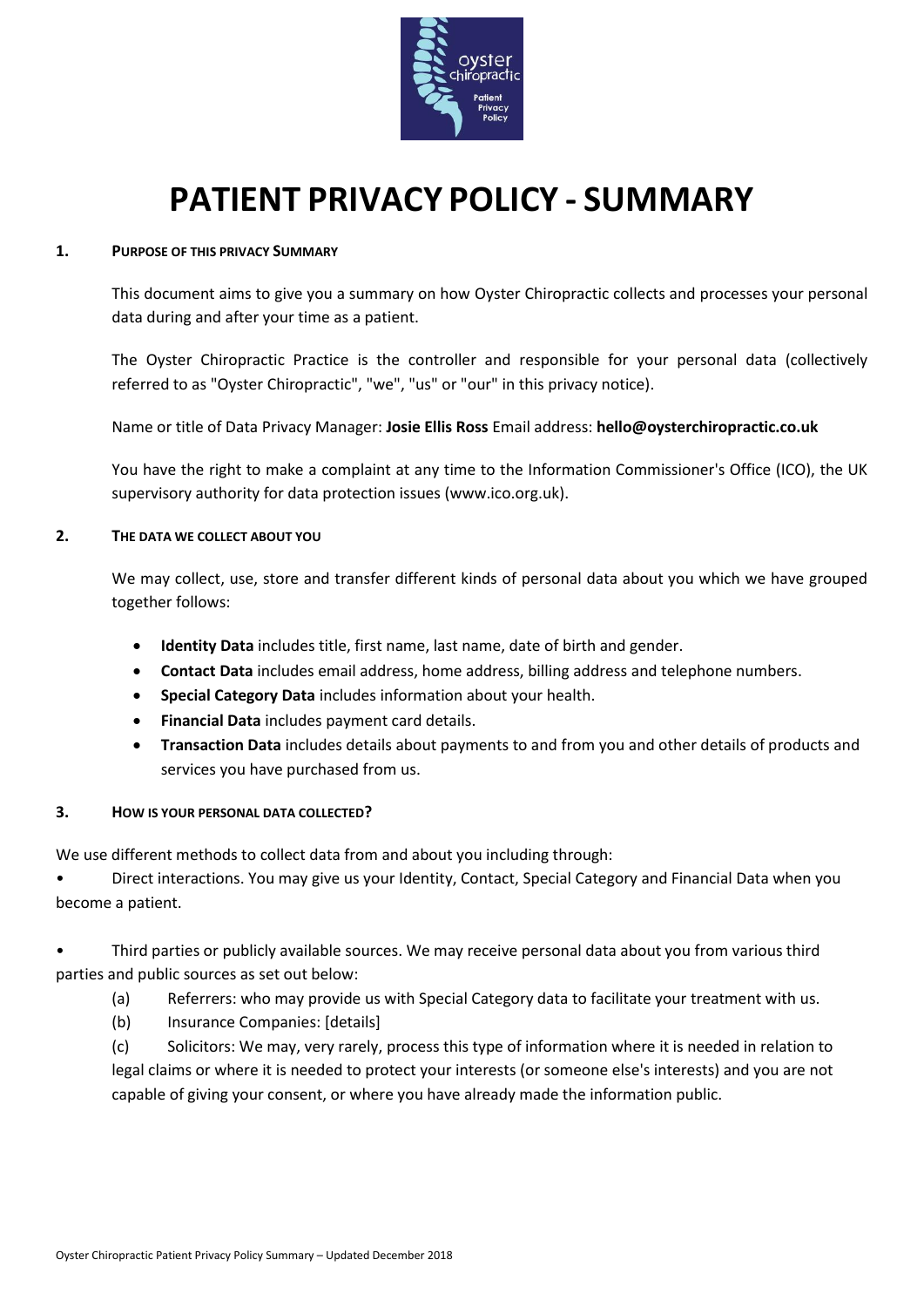# PATIENT PRIVACY POLICY - SUMMARY

## 1. PURPOSE OF THIS PRIVACY SUMMARY

This document aims to give you a summary on how Oyster Chiropractic collects and processes your personal data during and after your time as a patient.

The Oyster Chiropractic Practice is the controller and responsible for your personal data (collectively referred to as "Oyster Chiropractic", "we", "us" or "our" in this privacy notice).

Name or title of Data Privacy Manager: **Josie Ellis Ross** Email address: **hello@oysterchiropractic.co.uk**

You have the right to make a complaint at any time to the Information Commissioner's Office (ICO), the UK supervisory authority for data protection issues (www.ico.org.uk).

## 2. THE DATA WE COLLECT ABOUT YOU

We may collect, use, store and transfer different kinds of personal data about you which we have grouped together follows:

- **Identity Data** includes title, first name, last name, date of birth and gender.
- **Contact Data** includes email address, home address, billing address and telephone numbers.
- **Special Category Data** includes information about your health.
- **Financial Data** includes payment card details.
- **Transaction Data** includes details about payments to and from you and other details of products and services you have purchased from us.

## 3. HOW IS YOUR PERSONAL DATA COLLECTED?

We use different methods to collect data from and about you including through:

- Direct interactions. You may give us your Identity, Contact, Special Category and Financial Data when you become a patient.

- Third parties or publicly available sources. We may receive personal data about you from various third parties and public sources as set out below:
  - (a) Referrers: who may provide us with Special Category data to facilitate your treatment with us.
  - (b) Insurance Companies: [details]
  - (c) Solicitors: We may, very rarely, process this type of information where it is needed in relation to legal claims or where it is needed to protect your interests (or someone else's interests) and you are not capable of giving your consent, or where you have already made the information public.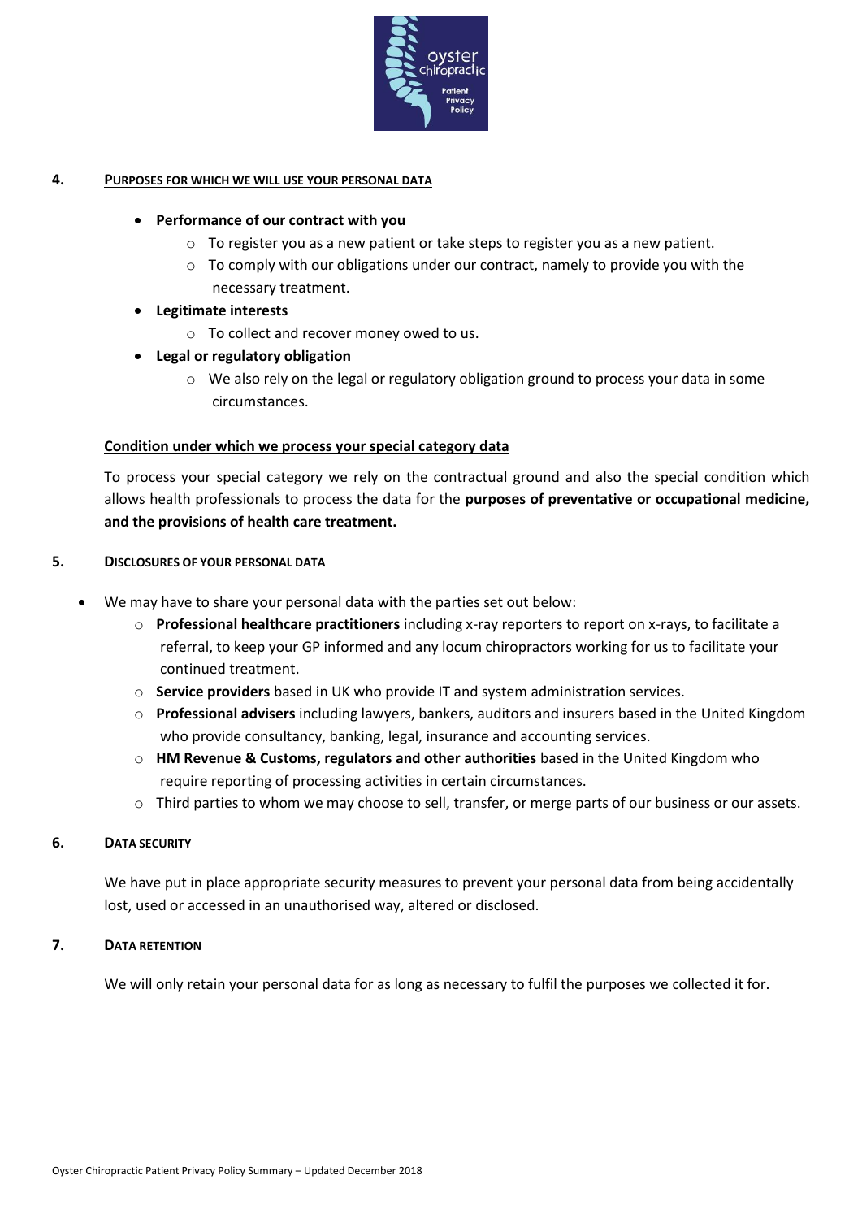## 4. PURPOSES FOR WHICH WE WILL USE YOUR PERSONAL DATA

- **Performance of our contract with you**
  - To register you as a new patient or take steps to register you as a new patient.
  - To comply with our obligations under our contract, namely to provide you with the necessary treatment.
- **Legitimate interests**
  - To collect and recover money owed to us.
- **Legal or regulatory obligation**
  - We also rely on the legal or regulatory obligation ground to process your data in some circumstances.

### Condition under which we process your special category data

To process your special category we rely on the contractual ground and also the special condition which allows health professionals to process the data for the **purposes of preventative or occupational medicine, and the provisions of health care treatment.**

## 5. DISCLOSURES OF YOUR PERSONAL DATA

- We may have to share your personal data with the parties set out below:
  - **Professional healthcare practitioners** including x-ray reporters to report on x-rays, to facilitate a referral, to keep your GP informed and any locum chiropractors working for us to facilitate your continued treatment.
  - **Service providers** based in UK who provide IT and system administration services.
  - **Professional advisers** including lawyers, bankers, auditors and insurers based in the United Kingdom who provide consultancy, banking, legal, insurance and accounting services.
  - **HM Revenue & Customs, regulators and other authorities** based in the United Kingdom who require reporting of processing activities in certain circumstances.
  - Third parties to whom we may choose to sell, transfer, or merge parts of our business or our assets.

## 6. DATA SECURITY

We have put in place appropriate security measures to prevent your personal data from being accidentally lost, used or accessed in an unauthorised way, altered or disclosed.

## 7. DATA RETENTION

We will only retain your personal data for as long as necessary to fulfil the purposes we collected it for.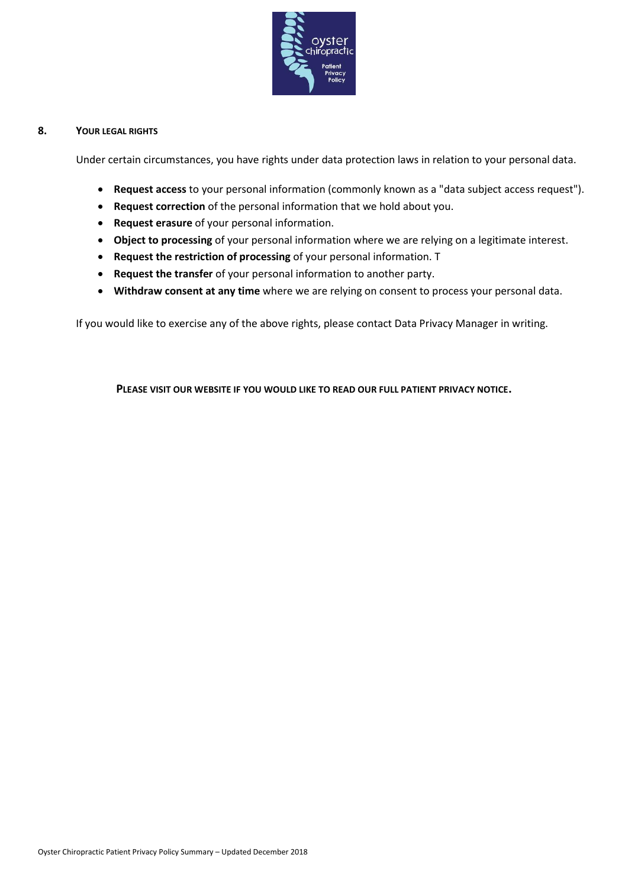## 8. YOUR LEGAL RIGHTS

Under certain circumstances, you have rights under data protection laws in relation to your personal data.

- **Request access** to your personal information (commonly known as a "data subject access request").
- **Request correction** of the personal information that we hold about you.
- **Request erasure** of your personal information.
- **Object to processing** of your personal information where we are relying on a legitimate interest.
- **Request the restriction of processing** of your personal information. T
- **Request the transfer** of your personal information to another party.
- **Withdraw consent at any time** where we are relying on consent to process your personal data.

If you would like to exercise any of the above rights, please contact Data Privacy Manager in writing.

**PLEASE VISIT OUR WEBSITE IF YOU WOULD LIKE TO READ OUR FULL PATIENT PRIVACY NOTICE.**